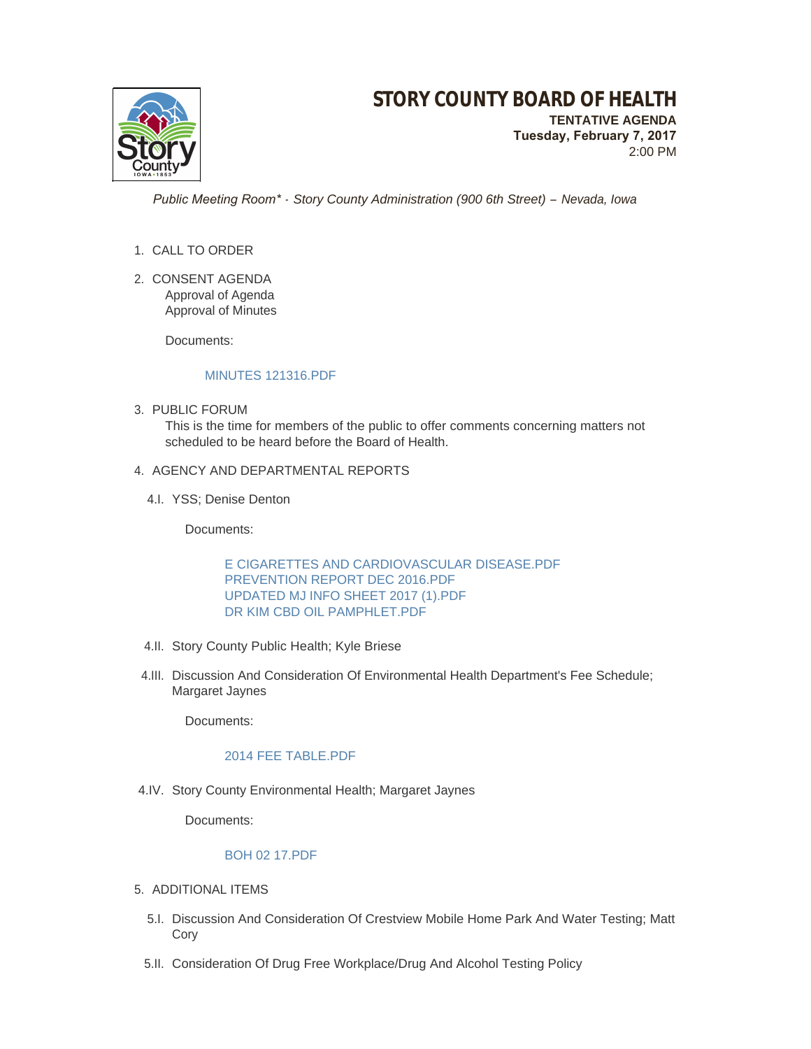# STORY COUNTY BOARD OF HEALTH

**TENTATIVE AGENDA**
**Tuesday, February 7, 2017**
2:00 PM

*Public Meeting Room\* - Story County Administration (900 6th Street) – Nevada, Iowa*

1. CALL TO ORDER
2. CONSENT AGENDA
   Approval of Agenda
   Approval of Minutes

   Documents:

   MINUTES 121316.PDF

3. PUBLIC FORUM
   This is the time for members of the public to offer comments concerning matters not scheduled to be heard before the Board of Health.
4. AGENCY AND DEPARTMENTAL REPORTS

   4.I. YSS; Denise Denton

   Documents:

   E CIGARETTES AND CARDIOVASCULAR DISEASE.PDF
   PREVENTION REPORT DEC 2016.PDF
   UPDATED MJ INFO SHEET 2017 (1).PDF
   DR KIM CBD OIL PAMPHLET.PDF

   4.II. Story County Public Health; Kyle Briese

   4.III. Discussion And Consideration Of Environmental Health Department's Fee Schedule; Margaret Jaynes

   Documents:

   2014 FEE TABLE.PDF

   4.IV. Story County Environmental Health; Margaret Jaynes

   Documents:

   BOH 02 17.PDF

5. ADDITIONAL ITEMS

   5.I. Discussion And Consideration Of Crestview Mobile Home Park And Water Testing; Matt Cory

   5.II. Consideration Of Drug Free Workplace/Drug And Alcohol Testing Policy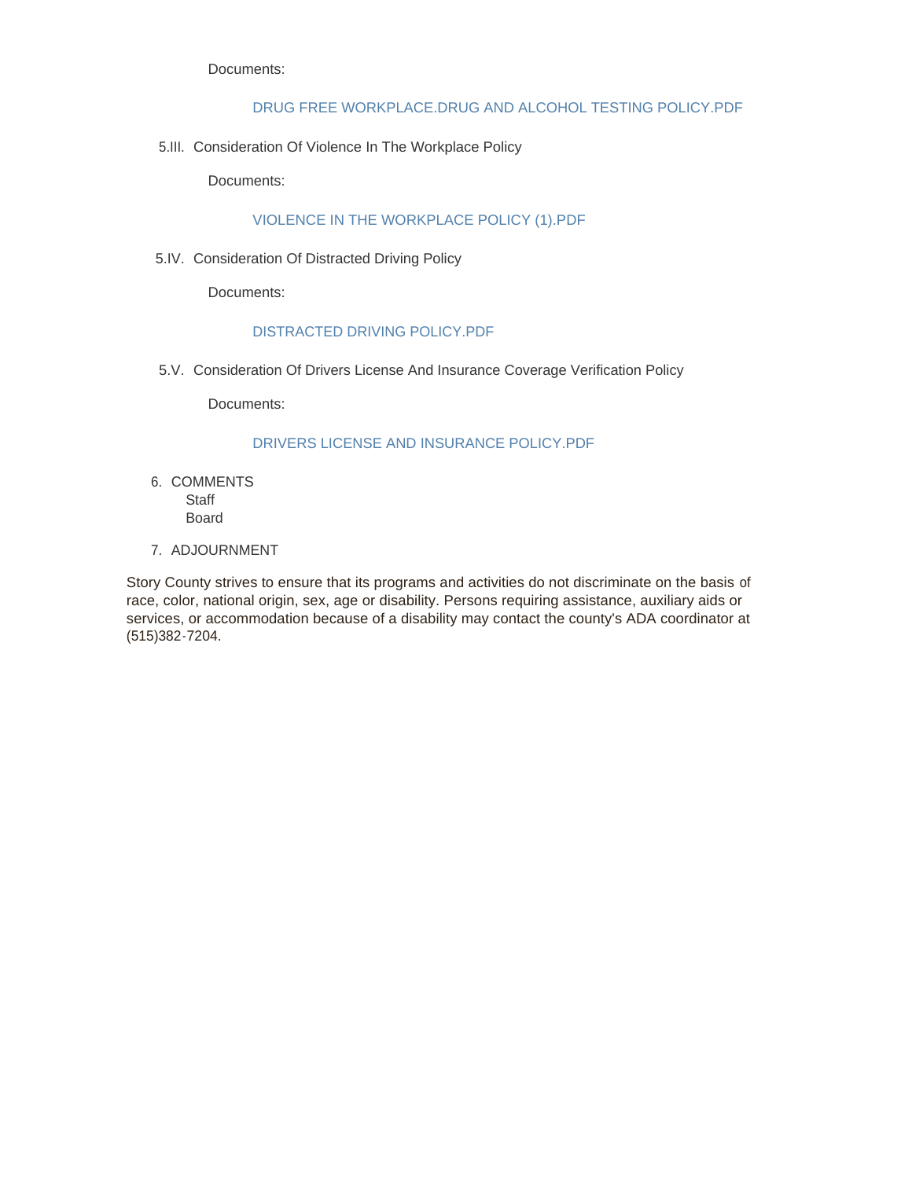Documents:

DRUG FREE WORKPLACE.DRUG AND ALCOHOL TESTING POLICY.PDF

5.III. Consideration Of Violence In The Workplace Policy

Documents:

VIOLENCE IN THE WORKPLACE POLICY (1).PDF

5.IV. Consideration Of Distracted Driving Policy

Documents:

DISTRACTED DRIVING POLICY.PDF

5.V. Consideration Of Drivers License And Insurance Coverage Verification Policy

Documents:

DRIVERS LICENSE AND INSURANCE POLICY.PDF

6. COMMENTS
   Staff
   Board

7. ADJOURNMENT

Story County strives to ensure that its programs and activities do not discriminate on the basis of race, color, national origin, sex, age or disability. Persons requiring assistance, auxiliary aids or services, or accommodation because of a disability may contact the county's ADA coordinator at (515)382-7204.